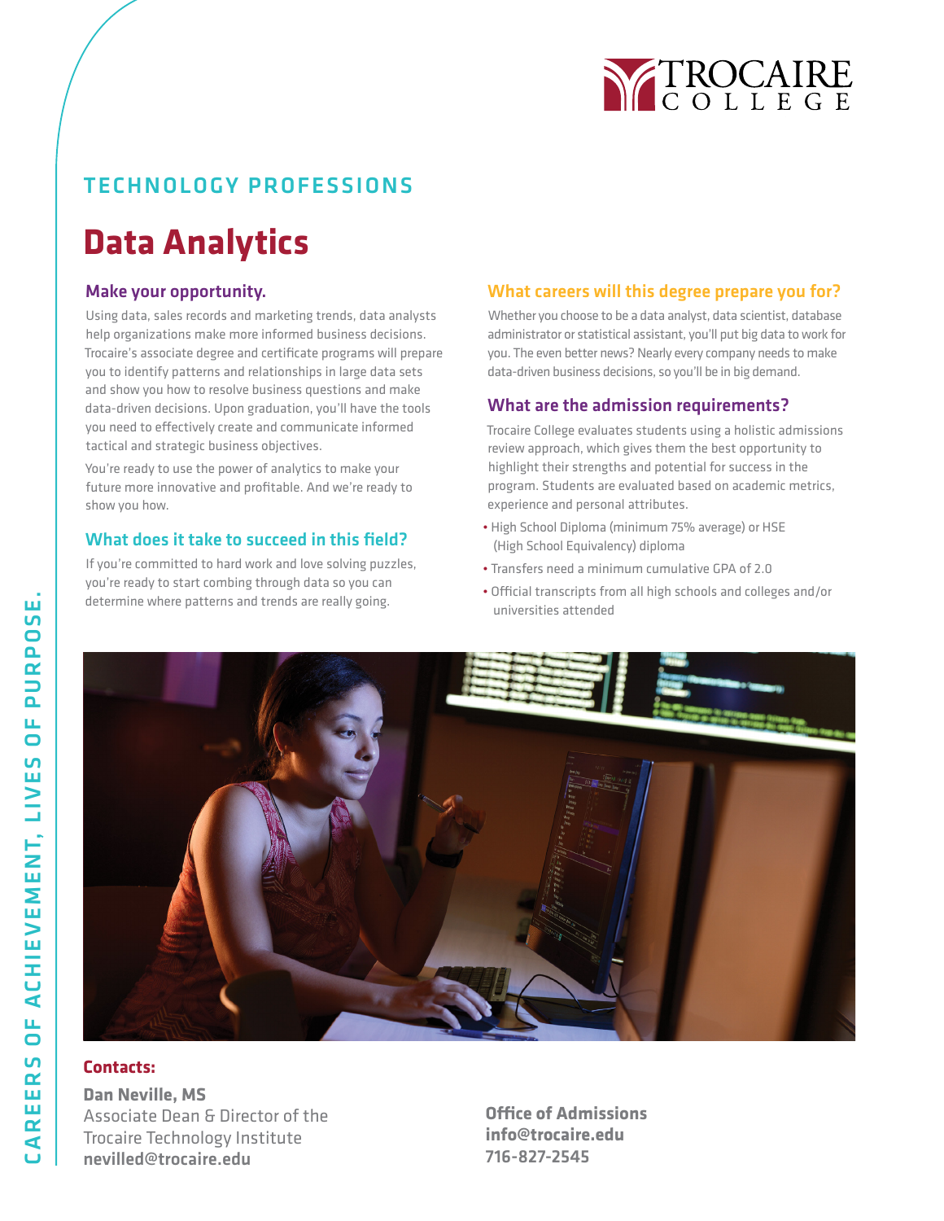TROCAIRE COLLEGE

TECHNOLOGY PROFESSIONS

# Data Analytics

## Make your opportunity.

Using data, sales records and marketing trends, data analysts help organizations make more informed business decisions. Trocaire's associate degree and certificate programs will prepare you to identify patterns and relationships in large data sets and show you how to resolve business questions and make data-driven decisions. Upon graduation, you'll have the tools you need to effectively create and communicate informed tactical and strategic business objectives.

You're ready to use the power of analytics to make your future more innovative and profitable. And we're ready to show you how.

## What does it take to succeed in this field?

If you're committed to hard work and love solving puzzles, you're ready to start combing through data so you can determine where patterns and trends are really going.

## What careers will this degree prepare you for?

Whether you choose to be a data analyst, data scientist, database administrator or statistical assistant, you'll put big data to work for you. The even better news? Nearly every company needs to make data-driven business decisions, so you'll be in big demand.

## What are the admission requirements?

Trocaire College evaluates students using a holistic admissions review approach, which gives them the best opportunity to highlight their strengths and potential for success in the program. Students are evaluated based on academic metrics, experience and personal attributes.

- High School Diploma (minimum 75% average) or HSE (High School Equivalency) diploma
- Transfers need a minimum cumulative GPA of 2.0
- Official transcripts from all high schools and colleges and/or universities attended

**Contacts:**

**Dan Neville, MS**
Associate Dean & Director of the Trocaire Technology Institute
**nevilled@trocaire.edu**

**Office of Admissions**
**info@trocaire.edu**
**716-827-2545**

CAREERS OF ACHIEVEMENT, LIVES OF PURPOSE.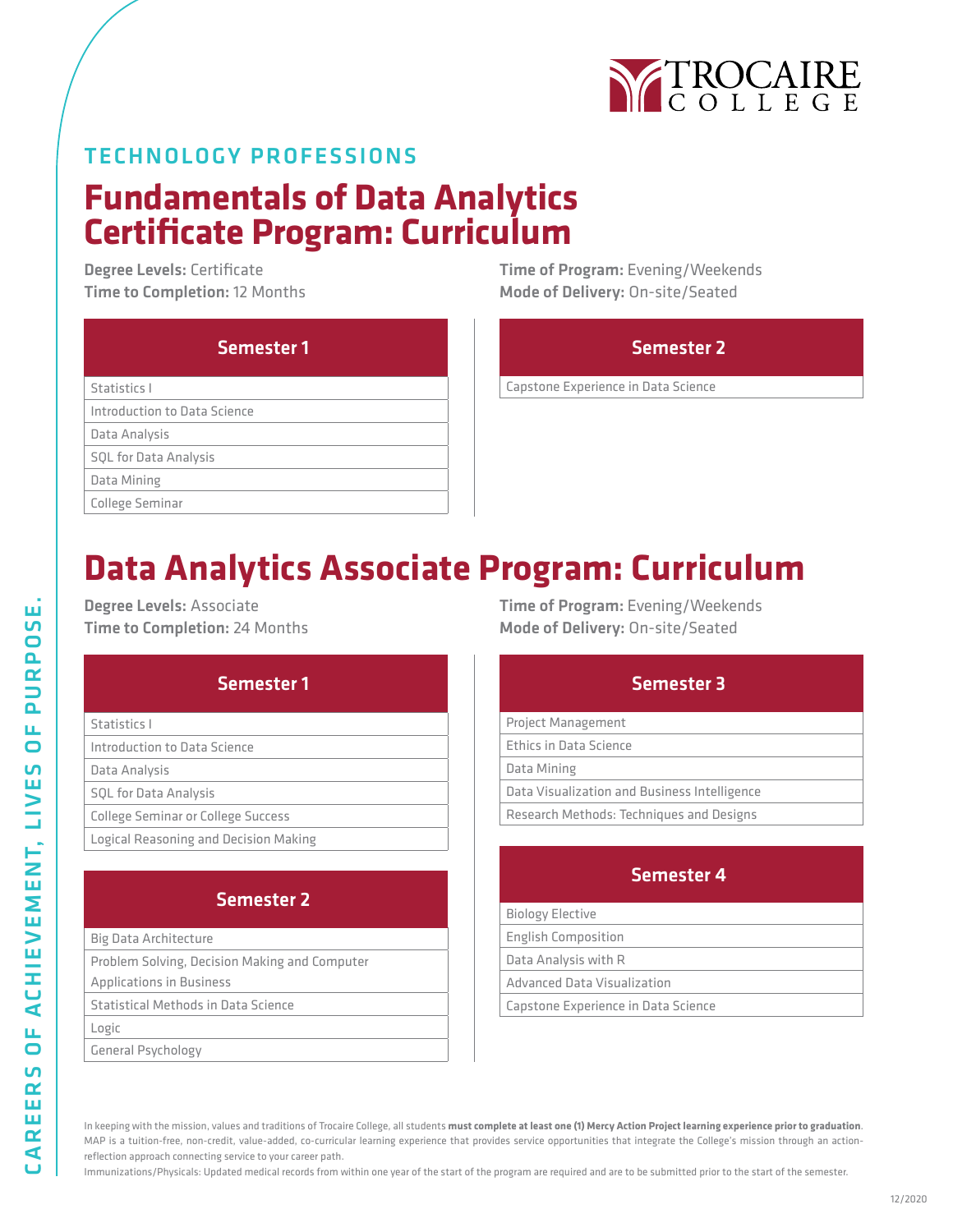TROCAIRE COLLEGE

TECHNOLOGY PROFESSIONS

# Fundamentals of Data Analytics Certificate Program: Curriculum

**Degree Levels:** Certificate
**Time to Completion:** 12 Months

**Time of Program:** Evening/Weekends
**Mode of Delivery:** On-site/Seated

| Semester 1 |
|---|
| Statistics I |
| Introduction to Data Science |
| Data Analysis |
| SQL for Data Analysis |
| Data Mining |
| College Seminar |

| Semester 2 |
|---|
| Capstone Experience in Data Science |

# Data Analytics Associate Program: Curriculum

**Degree Levels:** Associate
**Time to Completion:** 24 Months

**Time of Program:** Evening/Weekends
**Mode of Delivery:** On-site/Seated

| Semester 1 |
|---|
| Statistics I |
| Introduction to Data Science |
| Data Analysis |
| SQL for Data Analysis |
| College Seminar or College Success |
| Logical Reasoning and Decision Making |

| Semester 2 |
|---|
| Big Data Architecture |
| Problem Solving, Decision Making and Computer Applications in Business |
| Statistical Methods in Data Science |
| Logic |
| General Psychology |

| Semester 3 |
|---|
| Project Management |
| Ethics in Data Science |
| Data Mining |
| Data Visualization and Business Intelligence |
| Research Methods: Techniques and Designs |

| Semester 4 |
|---|
| Biology Elective |
| English Composition |
| Data Analysis with R |
| Advanced Data Visualization |
| Capstone Experience in Data Science |

In keeping with the mission, values and traditions of Trocaire College, all students **must complete at least one (1) Mercy Action Project learning experience prior to graduation**. MAP is a tuition-free, non-credit, value-added, co-curricular learning experience that provides service opportunities that integrate the College's mission through an action-reflection approach connecting service to your career path.

Immunizations/Physicals: Updated medical records from within one year of the start of the program are required and are to be submitted prior to the start of the semester.

CAREERS OF ACHIEVEMENT, LIVES OF PURPOSE.

12/2020